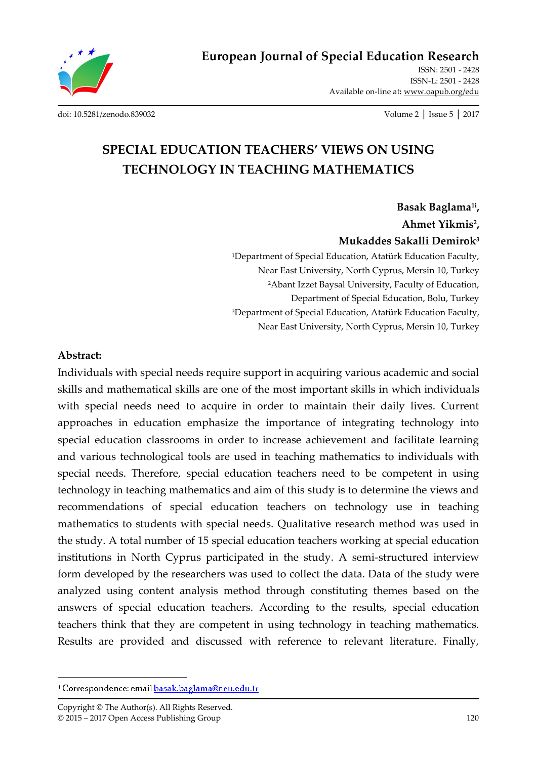# European Journal of Special Education Research

ISSN: 2501 - 2428
ISSN-L: 2501 - 2428
Available on-line at: www.oapub.org/edu

doi: 10.5281/zenodo.839032

# SPECIAL EDUCATION TEACHERS' VIEWS ON USING TECHNOLOGY IN TEACHING MATHEMATICS

**Basak Baglama[1i], Ahmet Yikmis[2], Mukaddes Sakalli Demirok[3]**

[1]Department of Special Education, Atatürk Education Faculty, Near East University, North Cyprus, Mersin 10, Turkey
[2]Abant Izzet Baysal University, Faculty of Education, Department of Special Education, Bolu, Turkey
[3]Department of Special Education, Atatürk Education Faculty, Near East University, North Cyprus, Mersin 10, Turkey

## Abstract:

Individuals with special needs require support in acquiring various academic and social skills and mathematical skills are one of the most important skills in which individuals with special needs need to acquire in order to maintain their daily lives. Current approaches in education emphasize the importance of integrating technology into special education classrooms in order to increase achievement and facilitate learning and various technological tools are used in teaching mathematics to individuals with special needs. Therefore, special education teachers need to be competent in using technology in teaching mathematics and aim of this study is to determine the views and recommendations of special education teachers on technology use in teaching mathematics to students with special needs. Qualitative research method was used in the study. A total number of 15 special education teachers working at special education institutions in North Cyprus participated in the study. A semi-structured interview form developed by the researchers was used to collect the data. Data of the study were analyzed using content analysis method through constituting themes based on the answers of special education teachers. According to the results, special education teachers think that they are competent in using technology in teaching mathematics. Results are provided and discussed with reference to relevant literature. Finally,

---

[i] Correspondence: email basak.baglama@neu.edu.tr

Copyright © The Author(s). All Rights Reserved.
© 2015 – 2017 Open Access Publishing Group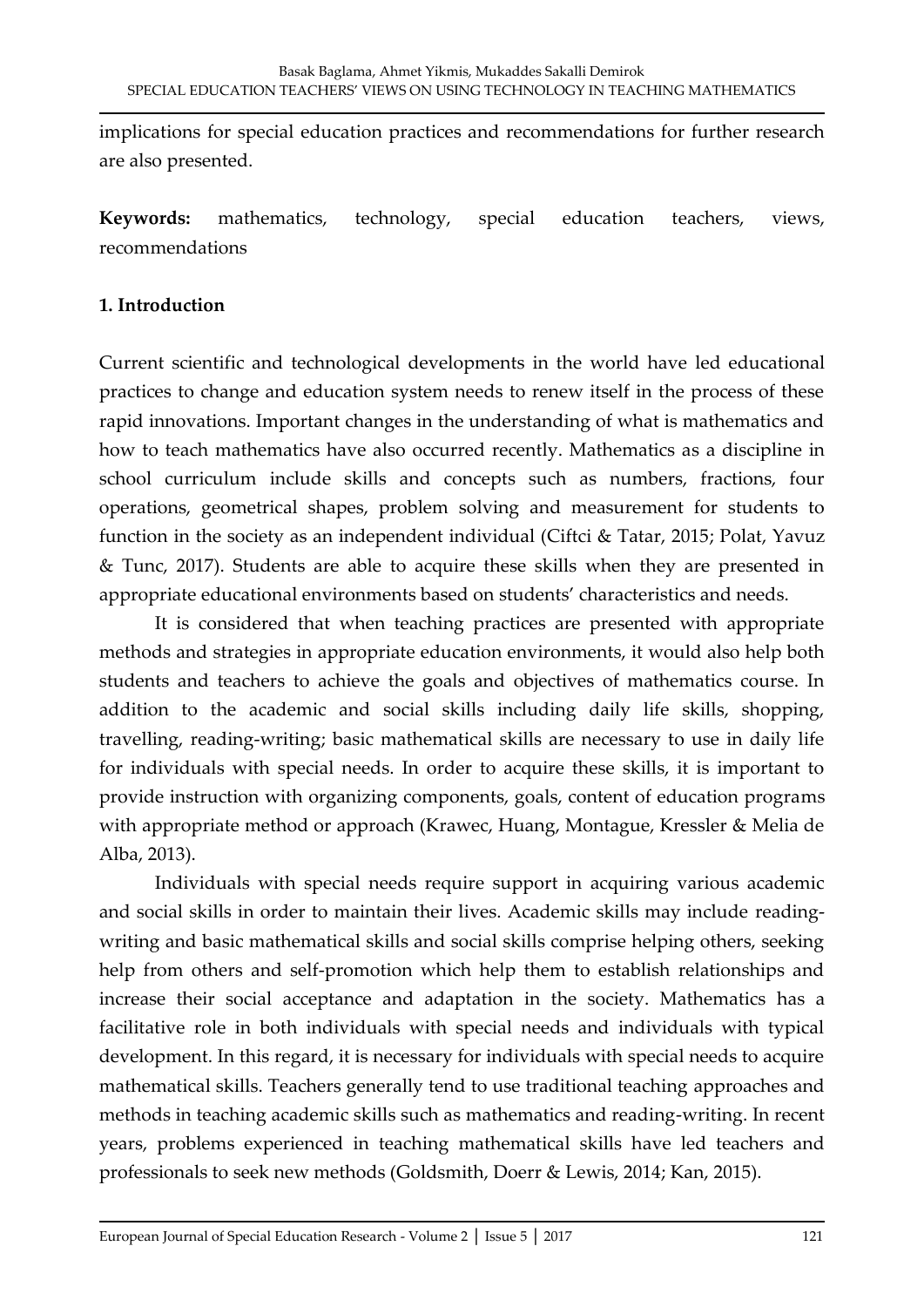implications for special education practices and recommendations for further research are also presented.

**Keywords:** mathematics, technology, special education teachers, views, recommendations

## 1. Introduction

Current scientific and technological developments in the world have led educational practices to change and education system needs to renew itself in the process of these rapid innovations. Important changes in the understanding of what is mathematics and how to teach mathematics have also occurred recently. Mathematics as a discipline in school curriculum include skills and concepts such as numbers, fractions, four operations, geometrical shapes, problem solving and measurement for students to function in the society as an independent individual (Ciftci & Tatar, 2015; Polat, Yavuz & Tunc, 2017). Students are able to acquire these skills when they are presented in appropriate educational environments based on students' characteristics and needs.

It is considered that when teaching practices are presented with appropriate methods and strategies in appropriate education environments, it would also help both students and teachers to achieve the goals and objectives of mathematics course. In addition to the academic and social skills including daily life skills, shopping, travelling, reading-writing; basic mathematical skills are necessary to use in daily life for individuals with special needs. In order to acquire these skills, it is important to provide instruction with organizing components, goals, content of education programs with appropriate method or approach (Krawec, Huang, Montague, Kressler & Melia de Alba, 2013).

Individuals with special needs require support in acquiring various academic and social skills in order to maintain their lives. Academic skills may include reading-writing and basic mathematical skills and social skills comprise helping others, seeking help from others and self-promotion which help them to establish relationships and increase their social acceptance and adaptation in the society. Mathematics has a facilitative role in both individuals with special needs and individuals with typical development. In this regard, it is necessary for individuals with special needs to acquire mathematical skills. Teachers generally tend to use traditional teaching approaches and methods in teaching academic skills such as mathematics and reading-writing. In recent years, problems experienced in teaching mathematical skills have led teachers and professionals to seek new methods (Goldsmith, Doerr & Lewis, 2014; Kan, 2015).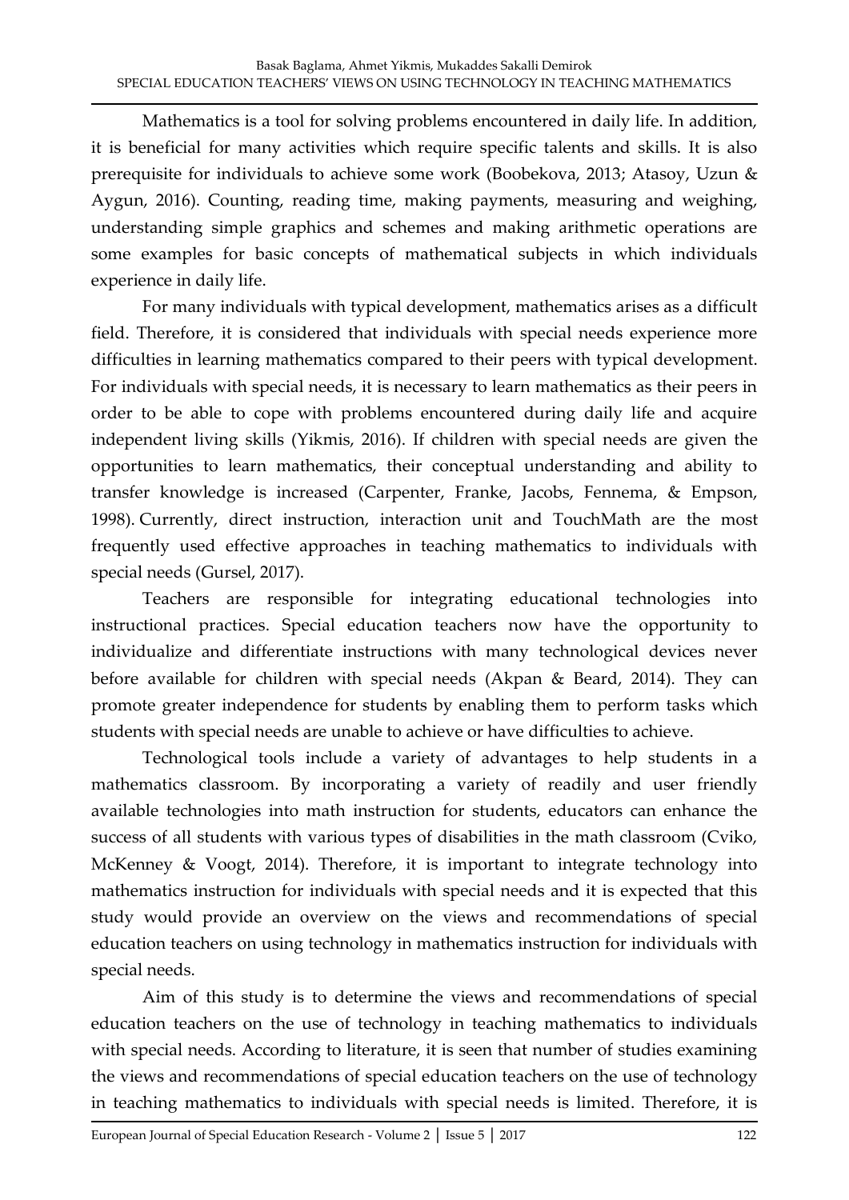Mathematics is a tool for solving problems encountered in daily life. In addition, it is beneficial for many activities which require specific talents and skills. It is also prerequisite for individuals to achieve some work (Boobekova, 2013; Atasoy, Uzun & Aygun, 2016). Counting, reading time, making payments, measuring and weighing, understanding simple graphics and schemes and making arithmetic operations are some examples for basic concepts of mathematical subjects in which individuals experience in daily life.

For many individuals with typical development, mathematics arises as a difficult field. Therefore, it is considered that individuals with special needs experience more difficulties in learning mathematics compared to their peers with typical development. For individuals with special needs, it is necessary to learn mathematics as their peers in order to be able to cope with problems encountered during daily life and acquire independent living skills (Yikmis, 2016). If children with special needs are given the opportunities to learn mathematics, their conceptual understanding and ability to transfer knowledge is increased (Carpenter, Franke, Jacobs, Fennema, & Empson, 1998). Currently, direct instruction, interaction unit and TouchMath are the most frequently used effective approaches in teaching mathematics to individuals with special needs (Gursel, 2017).

Teachers are responsible for integrating educational technologies into instructional practices. Special education teachers now have the opportunity to individualize and differentiate instructions with many technological devices never before available for children with special needs (Akpan & Beard, 2014). They can promote greater independence for students by enabling them to perform tasks which students with special needs are unable to achieve or have difficulties to achieve.

Technological tools include a variety of advantages to help students in a mathematics classroom. By incorporating a variety of readily and user friendly available technologies into math instruction for students, educators can enhance the success of all students with various types of disabilities in the math classroom (Cviko, McKenney & Voogt, 2014). Therefore, it is important to integrate technology into mathematics instruction for individuals with special needs and it is expected that this study would provide an overview on the views and recommendations of special education teachers on using technology in mathematics instruction for individuals with special needs.

Aim of this study is to determine the views and recommendations of special education teachers on the use of technology in teaching mathematics to individuals with special needs. According to literature, it is seen that number of studies examining the views and recommendations of special education teachers on the use of technology in teaching mathematics to individuals with special needs is limited. Therefore, it is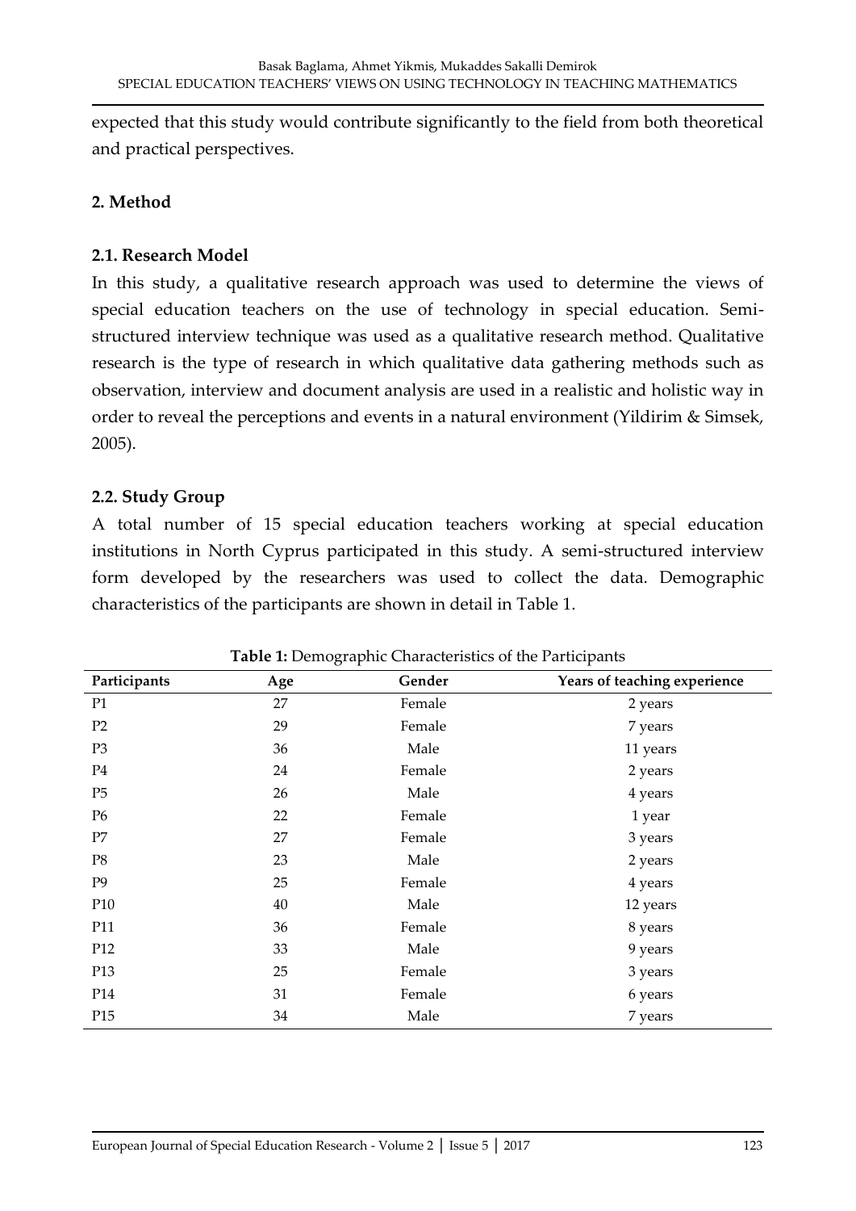expected that this study would contribute significantly to the field from both theoretical and practical perspectives.

## 2. Method

### 2.1. Research Model

In this study, a qualitative research approach was used to determine the views of special education teachers on the use of technology in special education. Semi-structured interview technique was used as a qualitative research method. Qualitative research is the type of research in which qualitative data gathering methods such as observation, interview and document analysis are used in a realistic and holistic way in order to reveal the perceptions and events in a natural environment (Yildirim & Simsek, 2005).

### 2.2. Study Group

A total number of 15 special education teachers working at special education institutions in North Cyprus participated in this study. A semi-structured interview form developed by the researchers was used to collect the data. Demographic characteristics of the participants are shown in detail in Table 1.

**Table 1:** Demographic Characteristics of the Participants

| Participants | Age | Gender | Years of teaching experience |
|---|---|---|---|
| P1 | 27 | Female | 2 years |
| P2 | 29 | Female | 7 years |
| P3 | 36 | Male | 11 years |
| P4 | 24 | Female | 2 years |
| P5 | 26 | Male | 4 years |
| P6 | 22 | Female | 1 year |
| P7 | 27 | Female | 3 years |
| P8 | 23 | Male | 2 years |
| P9 | 25 | Female | 4 years |
| P10 | 40 | Male | 12 years |
| P11 | 36 | Female | 8 years |
| P12 | 33 | Male | 9 years |
| P13 | 25 | Female | 3 years |
| P14 | 31 | Female | 6 years |
| P15 | 34 | Male | 7 years |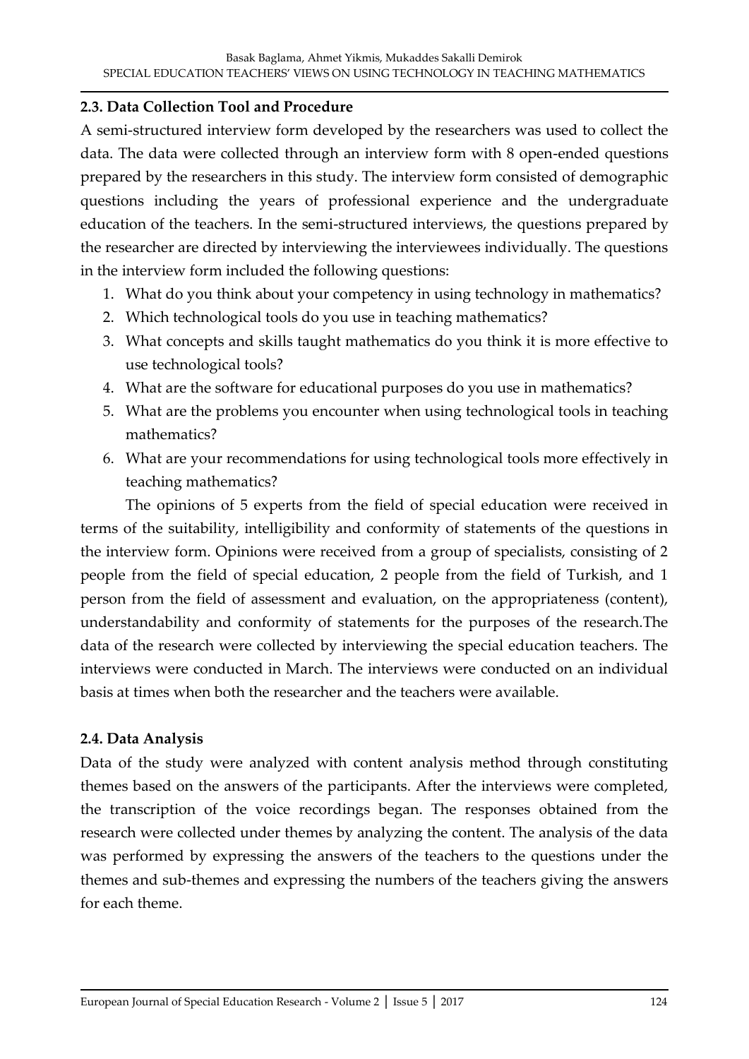### 2.3. Data Collection Tool and Procedure

A semi-structured interview form developed by the researchers was used to collect the data. The data were collected through an interview form with 8 open-ended questions prepared by the researchers in this study. The interview form consisted of demographic questions including the years of professional experience and the undergraduate education of the teachers. In the semi-structured interviews, the questions prepared by the researcher are directed by interviewing the interviewees individually. The questions in the interview form included the following questions:

1. What do you think about your competency in using technology in mathematics?
2. Which technological tools do you use in teaching mathematics?
3. What concepts and skills taught mathematics do you think it is more effective to use technological tools?
4. What are the software for educational purposes do you use in mathematics?
5. What are the problems you encounter when using technological tools in teaching mathematics?
6. What are your recommendations for using technological tools more effectively in teaching mathematics?

The opinions of 5 experts from the field of special education were received in terms of the suitability, intelligibility and conformity of statements of the questions in the interview form. Opinions were received from a group of specialists, consisting of 2 people from the field of special education, 2 people from the field of Turkish, and 1 person from the field of assessment and evaluation, on the appropriateness (content), understandability and conformity of statements for the purposes of the research.The data of the research were collected by interviewing the special education teachers. The interviews were conducted in March. The interviews were conducted on an individual basis at times when both the researcher and the teachers were available.

### 2.4. Data Analysis

Data of the study were analyzed with content analysis method through constituting themes based on the answers of the participants. After the interviews were completed, the transcription of the voice recordings began. The responses obtained from the research were collected under themes by analyzing the content. The analysis of the data was performed by expressing the answers of the teachers to the questions under the themes and sub-themes and expressing the numbers of the teachers giving the answers for each theme.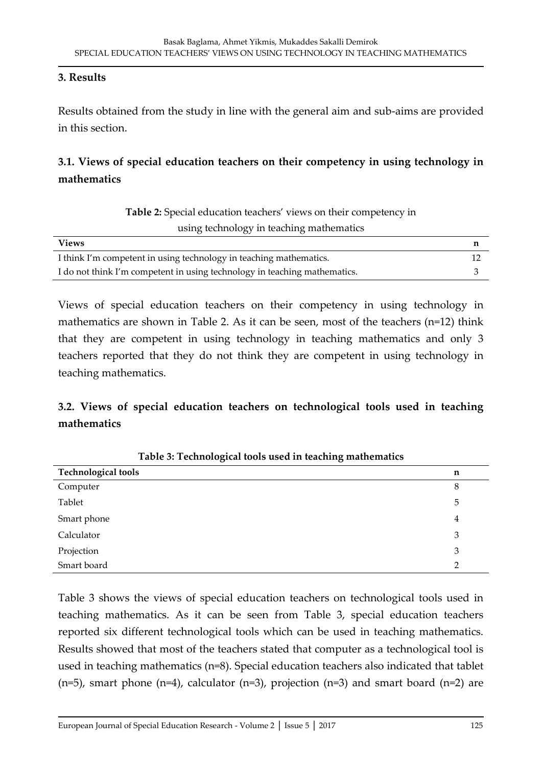## 3. Results

Results obtained from the study in line with the general aim and sub-aims are provided in this section.

### 3.1. Views of special education teachers on their competency in using technology in mathematics

**Table 2:** Special education teachers' views on their competency in using technology in teaching mathematics

| Views | n |
|---|---|
| I think I'm competent in using technology in teaching mathematics. | 12 |
| I do not think I'm competent in using technology in teaching mathematics. | 3 |

Views of special education teachers on their competency in using technology in mathematics are shown in Table 2. As it can be seen, most of the teachers (n=12) think that they are competent in using technology in teaching mathematics and only 3 teachers reported that they do not think they are competent in using technology in teaching mathematics.

### 3.2. Views of special education teachers on technological tools used in teaching mathematics

**Table 3: Technological tools used in teaching mathematics**

| Technological tools | n |
|---|---|
| Computer | 8 |
| Tablet | 5 |
| Smart phone | 4 |
| Calculator | 3 |
| Projection | 3 |
| Smart board | 2 |

Table 3 shows the views of special education teachers on technological tools used in teaching mathematics. As it can be seen from Table 3, special education teachers reported six different technological tools which can be used in teaching mathematics. Results showed that most of the teachers stated that computer as a technological tool is used in teaching mathematics (n=8). Special education teachers also indicated that tablet (n=5), smart phone (n=4), calculator (n=3), projection (n=3) and smart board (n=2) are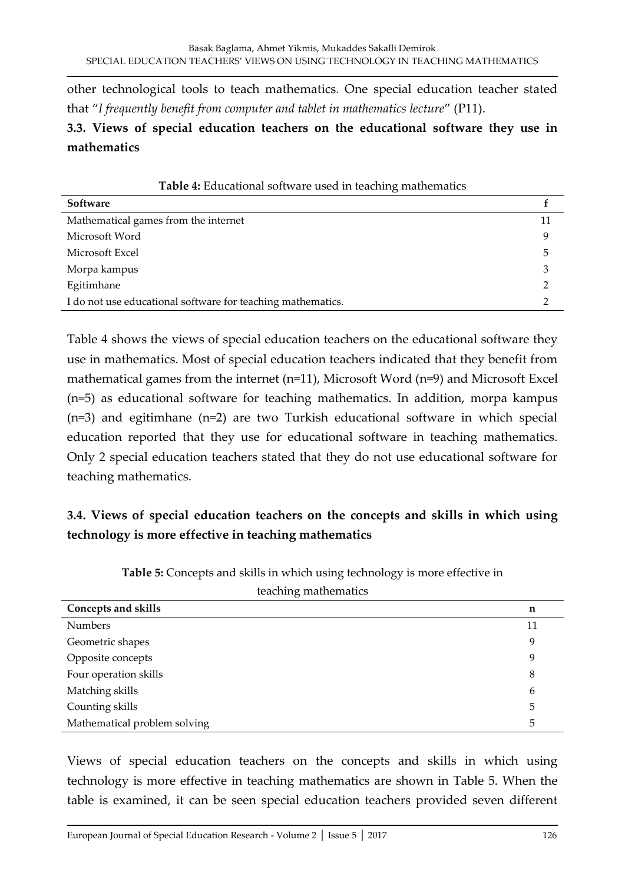other technological tools to teach mathematics. One special education teacher stated that "*I frequently benefit from computer and tablet in mathematics lecture*" (P11).

### 3.3. Views of special education teachers on the educational software they use in mathematics

**Table 4:** Educational software used in teaching mathematics

| Software | f |
|---|---|
| Mathematical games from the internet | 11 |
| Microsoft Word | 9 |
| Microsoft Excel | 5 |
| Morpa kampus | 3 |
| Egitimhane | 2 |
| I do not use educational software for teaching mathematics. | 2 |

Table 4 shows the views of special education teachers on the educational software they use in mathematics. Most of special education teachers indicated that they benefit from mathematical games from the internet (n=11), Microsoft Word (n=9) and Microsoft Excel (n=5) as educational software for teaching mathematics. In addition, morpa kampus (n=3) and egitimhane (n=2) are two Turkish educational software in which special education reported that they use for educational software in teaching mathematics. Only 2 special education teachers stated that they do not use educational software for teaching mathematics.

### 3.4. Views of special education teachers on the concepts and skills in which using technology is more effective in teaching mathematics

**Table 5:** Concepts and skills in which using technology is more effective in teaching mathematics

| Concepts and skills | n |
|---|---|
| Numbers | 11 |
| Geometric shapes | 9 |
| Opposite concepts | 9 |
| Four operation skills | 8 |
| Matching skills | 6 |
| Counting skills | 5 |
| Mathematical problem solving | 5 |

Views of special education teachers on the concepts and skills in which using technology is more effective in teaching mathematics are shown in Table 5. When the table is examined, it can be seen special education teachers provided seven different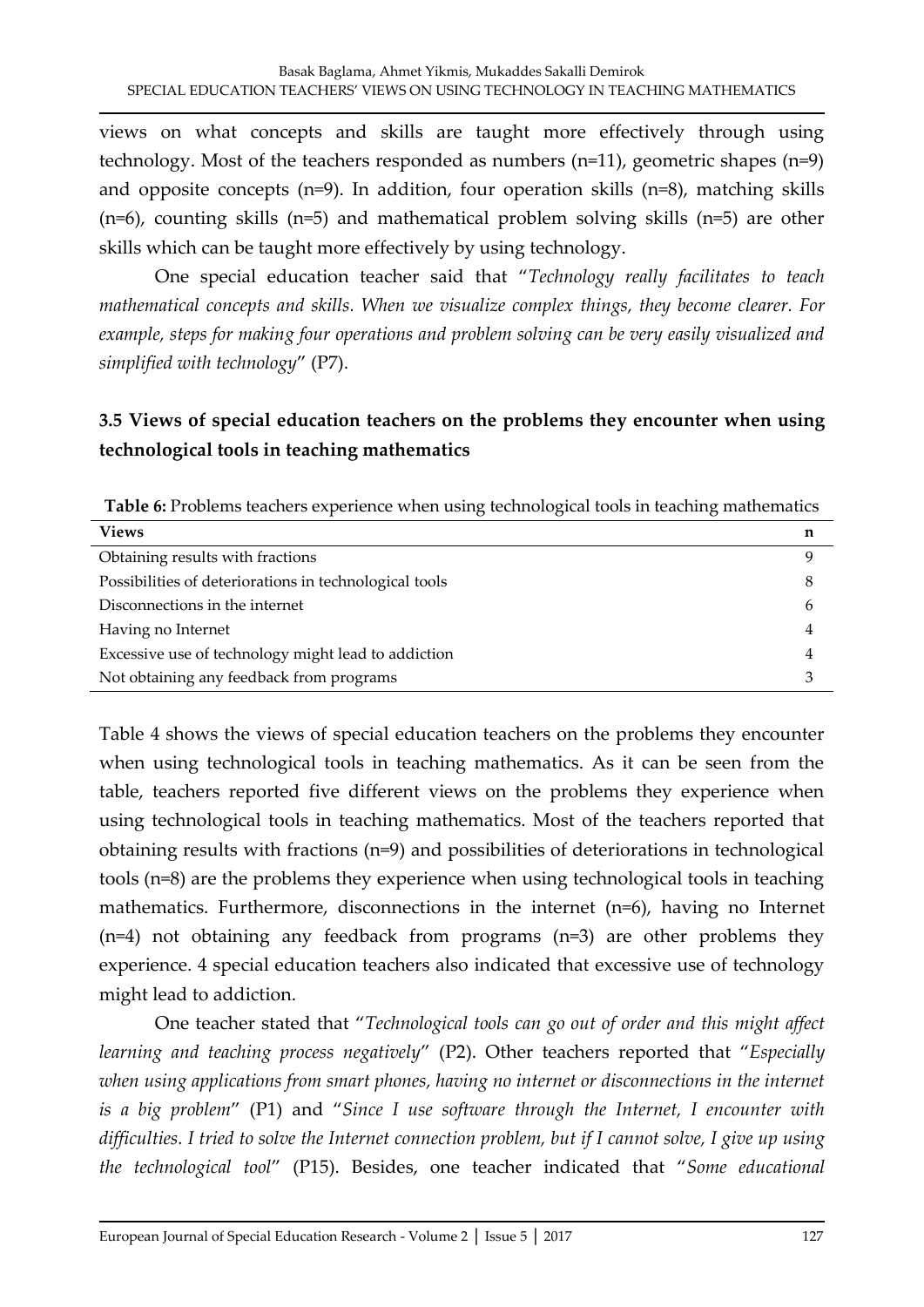views on what concepts and skills are taught more effectively through using technology. Most of the teachers responded as numbers (n=11), geometric shapes (n=9) and opposite concepts (n=9). In addition, four operation skills (n=8), matching skills (n=6), counting skills (n=5) and mathematical problem solving skills (n=5) are other skills which can be taught more effectively by using technology.

One special education teacher said that "*Technology really facilitates to teach mathematical concepts and skills. When we visualize complex things, they become clearer. For example, steps for making four operations and problem solving can be very easily visualized and simplified with technology*" (P7).

### 3.5 Views of special education teachers on the problems they encounter when using technological tools in teaching mathematics

**Table 6:** Problems teachers experience when using technological tools in teaching mathematics

| Views | n |
|---|---|
| Obtaining results with fractions | 9 |
| Possibilities of deteriorations in technological tools | 8 |
| Disconnections in the internet | 6 |
| Having no Internet | 4 |
| Excessive use of technology might lead to addiction | 4 |
| Not obtaining any feedback from programs | 3 |

Table 4 shows the views of special education teachers on the problems they encounter when using technological tools in teaching mathematics. As it can be seen from the table, teachers reported five different views on the problems they experience when using technological tools in teaching mathematics. Most of the teachers reported that obtaining results with fractions (n=9) and possibilities of deteriorations in technological tools (n=8) are the problems they experience when using technological tools in teaching mathematics. Furthermore, disconnections in the internet (n=6), having no Internet (n=4) not obtaining any feedback from programs (n=3) are other problems they experience. 4 special education teachers also indicated that excessive use of technology might lead to addiction.

One teacher stated that "*Technological tools can go out of order and this might affect learning and teaching process negatively*" (P2). Other teachers reported that "*Especially when using applications from smart phones, having no internet or disconnections in the internet is a big problem*" (P1) and "*Since I use software through the Internet, I encounter with difficulties. I tried to solve the Internet connection problem, but if I cannot solve, I give up using the technological tool*" (P15). Besides, one teacher indicated that "*Some educational*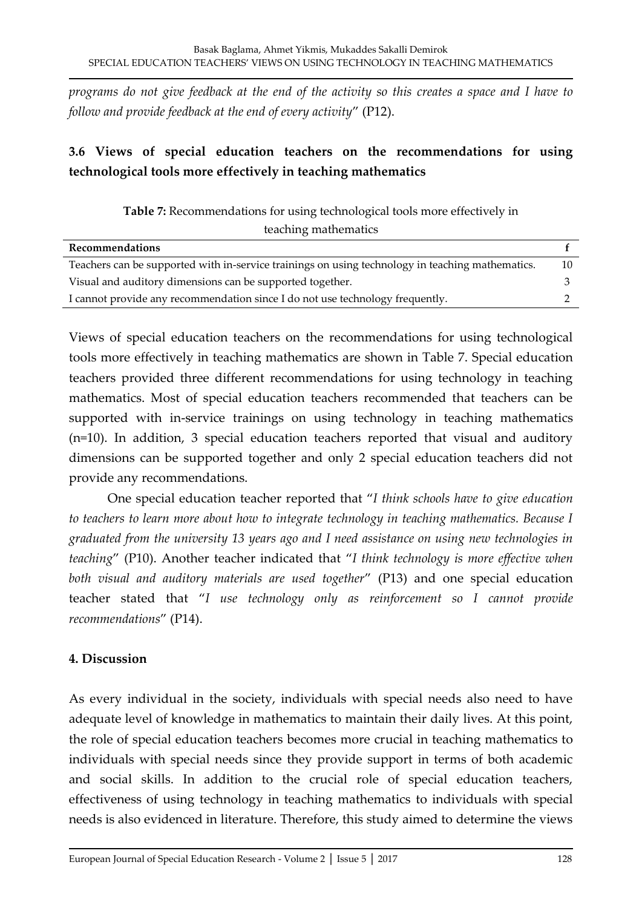*programs do not give feedback at the end of the activity so this creates a space and I have to follow and provide feedback at the end of every activity*" (P12).

### 3.6 Views of special education teachers on the recommendations for using technological tools more effectively in teaching mathematics

**Table 7:** Recommendations for using technological tools more effectively in teaching mathematics

| Recommendations | f |
|---|---|
| Teachers can be supported with in-service trainings on using technology in teaching mathematics. | 10 |
| Visual and auditory dimensions can be supported together. | 3 |
| I cannot provide any recommendation since I do not use technology frequently. | 2 |

Views of special education teachers on the recommendations for using technological tools more effectively in teaching mathematics are shown in Table 7. Special education teachers provided three different recommendations for using technology in teaching mathematics. Most of special education teachers recommended that teachers can be supported with in-service trainings on using technology in teaching mathematics (n=10). In addition, 3 special education teachers reported that visual and auditory dimensions can be supported together and only 2 special education teachers did not provide any recommendations.

One special education teacher reported that "*I think schools have to give education to teachers to learn more about how to integrate technology in teaching mathematics. Because I graduated from the university 13 years ago and I need assistance on using new technologies in teaching*" (P10). Another teacher indicated that "*I think technology is more effective when both visual and auditory materials are used together*" (P13) and one special education teacher stated that "*I use technology only as reinforcement so I cannot provide recommendations*" (P14).

## 4. Discussion

As every individual in the society, individuals with special needs also need to have adequate level of knowledge in mathematics to maintain their daily lives. At this point, the role of special education teachers becomes more crucial in teaching mathematics to individuals with special needs since they provide support in terms of both academic and social skills. In addition to the crucial role of special education teachers, effectiveness of using technology in teaching mathematics to individuals with special needs is also evidenced in literature. Therefore, this study aimed to determine the views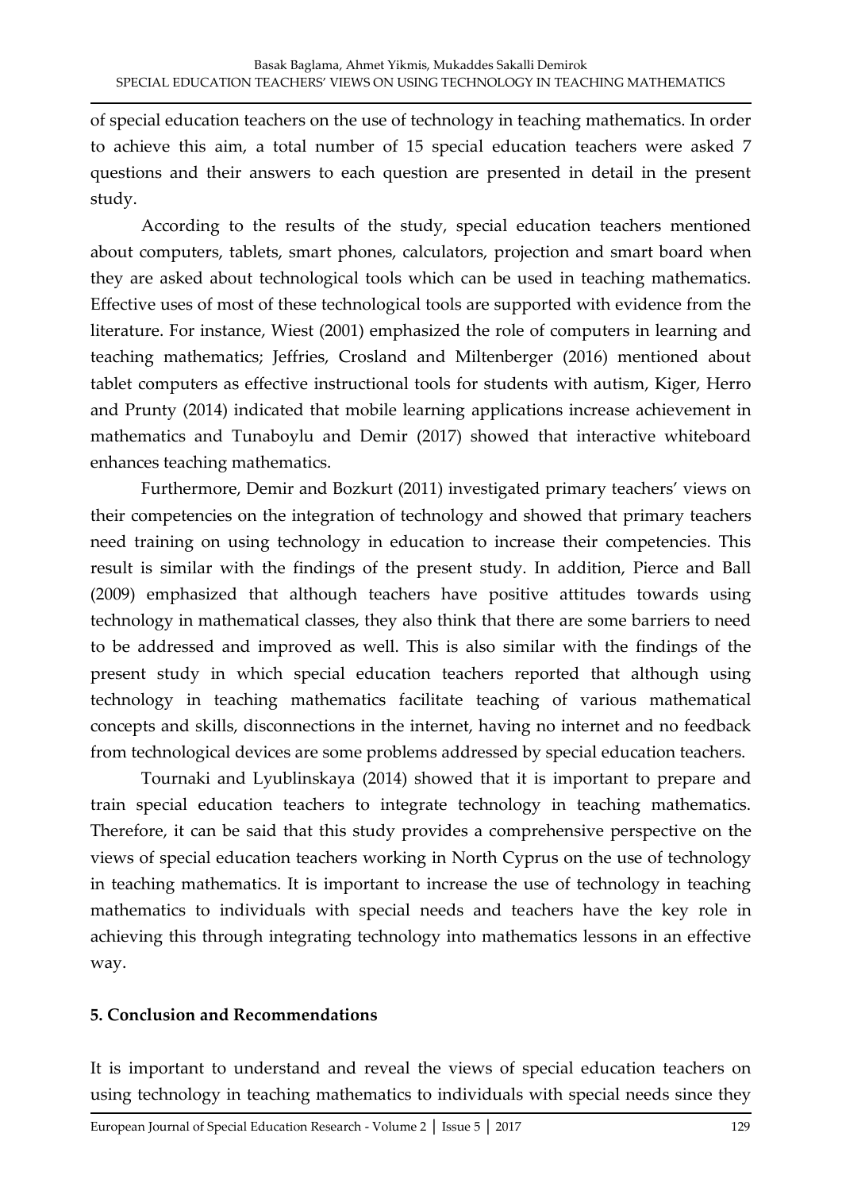of special education teachers on the use of technology in teaching mathematics. In order to achieve this aim, a total number of 15 special education teachers were asked 7 questions and their answers to each question are presented in detail in the present study.

According to the results of the study, special education teachers mentioned about computers, tablets, smart phones, calculators, projection and smart board when they are asked about technological tools which can be used in teaching mathematics. Effective uses of most of these technological tools are supported with evidence from the literature. For instance, Wiest (2001) emphasized the role of computers in learning and teaching mathematics; Jeffries, Crosland and Miltenberger (2016) mentioned about tablet computers as effective instructional tools for students with autism, Kiger, Herro and Prunty (2014) indicated that mobile learning applications increase achievement in mathematics and Tunaboylu and Demir (2017) showed that interactive whiteboard enhances teaching mathematics.

Furthermore, Demir and Bozkurt (2011) investigated primary teachers' views on their competencies on the integration of technology and showed that primary teachers need training on using technology in education to increase their competencies. This result is similar with the findings of the present study. In addition, Pierce and Ball (2009) emphasized that although teachers have positive attitudes towards using technology in mathematical classes, they also think that there are some barriers to need to be addressed and improved as well. This is also similar with the findings of the present study in which special education teachers reported that although using technology in teaching mathematics facilitate teaching of various mathematical concepts and skills, disconnections in the internet, having no internet and no feedback from technological devices are some problems addressed by special education teachers.

Tournaki and Lyublinskaya (2014) showed that it is important to prepare and train special education teachers to integrate technology in teaching mathematics. Therefore, it can be said that this study provides a comprehensive perspective on the views of special education teachers working in North Cyprus on the use of technology in teaching mathematics. It is important to increase the use of technology in teaching mathematics to individuals with special needs and teachers have the key role in achieving this through integrating technology into mathematics lessons in an effective way.

## 5. Conclusion and Recommendations

It is important to understand and reveal the views of special education teachers on using technology in teaching mathematics to individuals with special needs since they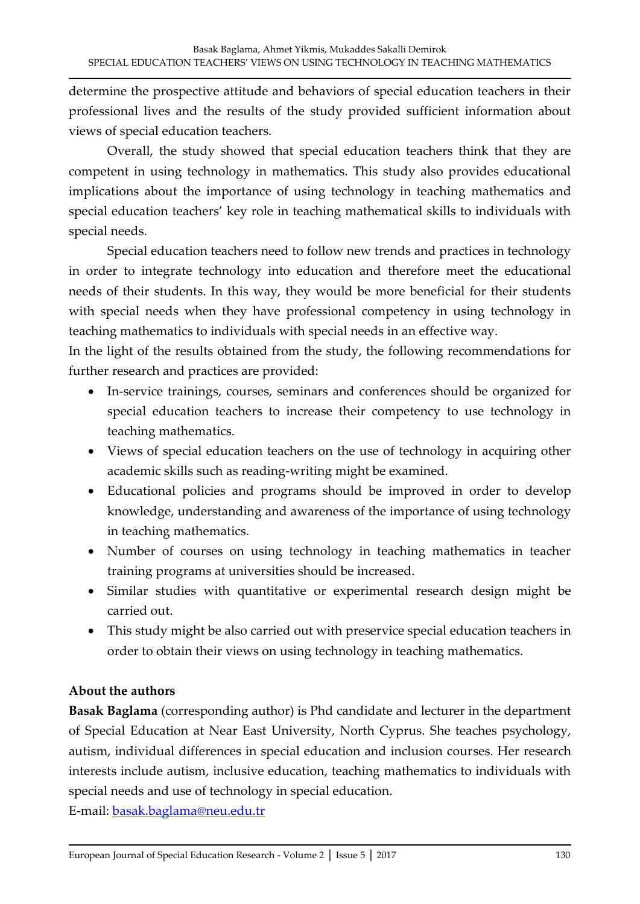determine the prospective attitude and behaviors of special education teachers in their professional lives and the results of the study provided sufficient information about views of special education teachers.

Overall, the study showed that special education teachers think that they are competent in using technology in mathematics. This study also provides educational implications about the importance of using technology in teaching mathematics and special education teachers' key role in teaching mathematical skills to individuals with special needs.

Special education teachers need to follow new trends and practices in technology in order to integrate technology into education and therefore meet the educational needs of their students. In this way, they would be more beneficial for their students with special needs when they have professional competency in using technology in teaching mathematics to individuals with special needs in an effective way.

In the light of the results obtained from the study, the following recommendations for further research and practices are provided:

- In-service trainings, courses, seminars and conferences should be organized for special education teachers to increase their competency to use technology in teaching mathematics.
- Views of special education teachers on the use of technology in acquiring other academic skills such as reading-writing might be examined.
- Educational policies and programs should be improved in order to develop knowledge, understanding and awareness of the importance of using technology in teaching mathematics.
- Number of courses on using technology in teaching mathematics in teacher training programs at universities should be increased.
- Similar studies with quantitative or experimental research design might be carried out.
- This study might be also carried out with preservice special education teachers in order to obtain their views on using technology in teaching mathematics.

## About the authors

**Basak Baglama** (corresponding author) is Phd candidate and lecturer in the department of Special Education at Near East University, North Cyprus. She teaches psychology, autism, individual differences in special education and inclusion courses. Her research interests include autism, inclusive education, teaching mathematics to individuals with special needs and use of technology in special education.

E-mail: basak.baglama@neu.edu.tr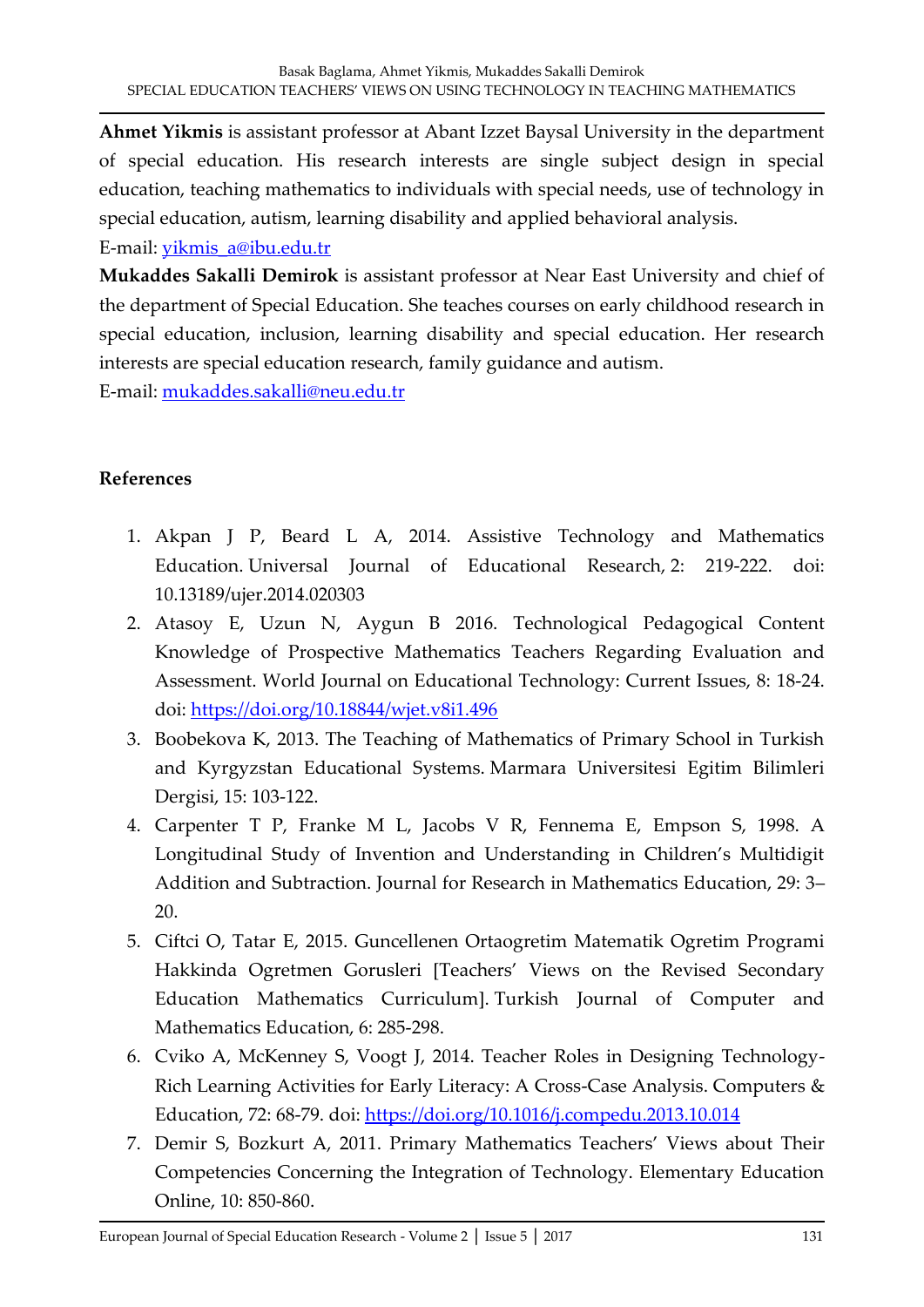**Ahmet Yikmis** is assistant professor at Abant Izzet Baysal University in the department of special education. His research interests are single subject design in special education, teaching mathematics to individuals with special needs, use of technology in special education, autism, learning disability and applied behavioral analysis.

E-mail: yikmis_a@ibu.edu.tr

**Mukaddes Sakalli Demirok** is assistant professor at Near East University and chief of the department of Special Education. She teaches courses on early childhood research in special education, inclusion, learning disability and special education. Her research interests are special education research, family guidance and autism.

E-mail: mukaddes.sakalli@neu.edu.tr

## References

1. Akpan J P, Beard L A, 2014. Assistive Technology and Mathematics Education. Universal Journal of Educational Research, 2: 219-222. doi: 10.13189/ujer.2014.020303
2. Atasoy E, Uzun N, Aygun B 2016. Technological Pedagogical Content Knowledge of Prospective Mathematics Teachers Regarding Evaluation and Assessment. World Journal on Educational Technology: Current Issues, 8: 18-24. doi: https://doi.org/10.18844/wjet.v8i1.496
3. Boobekova K, 2013. The Teaching of Mathematics of Primary School in Turkish and Kyrgyzstan Educational Systems. Marmara Universitesi Egitim Bilimleri Dergisi, 15: 103-122.
4. Carpenter T P, Franke M L, Jacobs V R, Fennema E, Empson S, 1998. A Longitudinal Study of Invention and Understanding in Children's Multidigit Addition and Subtraction. Journal for Research in Mathematics Education, 29: 3–20.
5. Ciftci O, Tatar E, 2015. Guncellenen Ortaogretim Matematik Ogretim Programi Hakkinda Ogretmen Gorusleri [Teachers' Views on the Revised Secondary Education Mathematics Curriculum]. Turkish Journal of Computer and Mathematics Education, 6: 285-298.
6. Cviko A, McKenney S, Voogt J, 2014. Teacher Roles in Designing Technology-Rich Learning Activities for Early Literacy: A Cross-Case Analysis. Computers & Education, 72: 68-79. doi: https://doi.org/10.1016/j.compedu.2013.10.014
7. Demir S, Bozkurt A, 2011. Primary Mathematics Teachers' Views about Their Competencies Concerning the Integration of Technology. Elementary Education Online, 10: 850-860.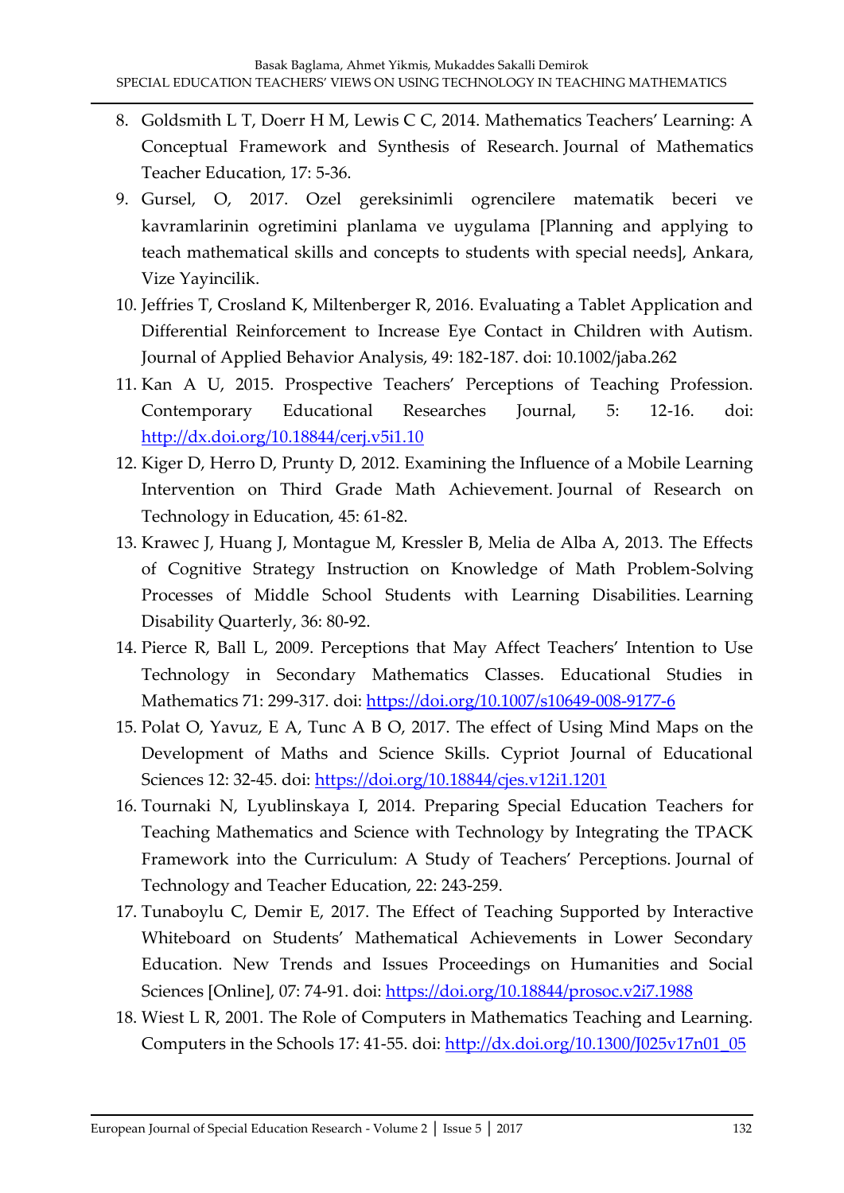8. Goldsmith L T, Doerr H M, Lewis C C, 2014. Mathematics Teachers' Learning: A Conceptual Framework and Synthesis of Research. Journal of Mathematics Teacher Education, 17: 5-36.
9. Gursel, O, 2017. Ozel gereksinimli ogrencilere matematik beceri ve kavramlarinin ogretimini planlama ve uygulama [Planning and applying to teach mathematical skills and concepts to students with special needs], Ankara, Vize Yayincilik.
10. Jeffries T, Crosland K, Miltenberger R, 2016. Evaluating a Tablet Application and Differential Reinforcement to Increase Eye Contact in Children with Autism. Journal of Applied Behavior Analysis, 49: 182-187. doi: 10.1002/jaba.262
11. Kan A U, 2015. Prospective Teachers' Perceptions of Teaching Profession. Contemporary Educational Researches Journal, 5: 12-16. doi: http://dx.doi.org/10.18844/cerj.v5i1.10
12. Kiger D, Herro D, Prunty D, 2012. Examining the Influence of a Mobile Learning Intervention on Third Grade Math Achievement. Journal of Research on Technology in Education, 45: 61-82.
13. Krawec J, Huang J, Montague M, Kressler B, Melia de Alba A, 2013. The Effects of Cognitive Strategy Instruction on Knowledge of Math Problem-Solving Processes of Middle School Students with Learning Disabilities. Learning Disability Quarterly, 36: 80-92.
14. Pierce R, Ball L, 2009. Perceptions that May Affect Teachers' Intention to Use Technology in Secondary Mathematics Classes. Educational Studies in Mathematics 71: 299-317. doi: https://doi.org/10.1007/s10649-008-9177-6
15. Polat O, Yavuz, E A, Tunc A B O, 2017. The effect of Using Mind Maps on the Development of Maths and Science Skills. Cypriot Journal of Educational Sciences 12: 32-45. doi: https://doi.org/10.18844/cjes.v12i1.1201
16. Tournaki N, Lyublinskaya I, 2014. Preparing Special Education Teachers for Teaching Mathematics and Science with Technology by Integrating the TPACK Framework into the Curriculum: A Study of Teachers' Perceptions. Journal of Technology and Teacher Education, 22: 243-259.
17. Tunaboylu C, Demir E, 2017. The Effect of Teaching Supported by Interactive Whiteboard on Students' Mathematical Achievements in Lower Secondary Education. New Trends and Issues Proceedings on Humanities and Social Sciences [Online], 07: 74-91. doi: https://doi.org/10.18844/prosoc.v2i7.1988
18. Wiest L R, 2001. The Role of Computers in Mathematics Teaching and Learning. Computers in the Schools 17: 41-55. doi: http://dx.doi.org/10.1300/J025v17n01_05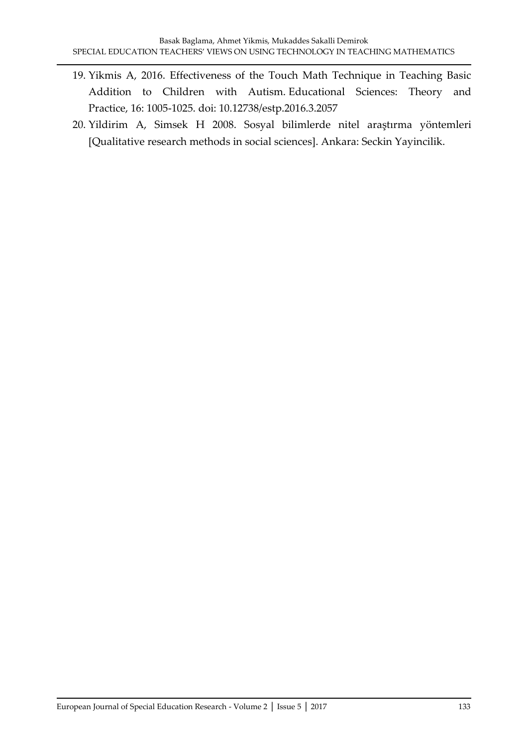19. Yikmis A, 2016. Effectiveness of the Touch Math Technique in Teaching Basic Addition to Children with Autism. Educational Sciences: Theory and Practice, 16: 1005-1025. doi: 10.12738/estp.2016.3.2057
20. Yildirim A, Simsek H 2008. Sosyal bilimlerde nitel araştırma yöntemleri [Qualitative research methods in social sciences]. Ankara: Seckin Yayincilik.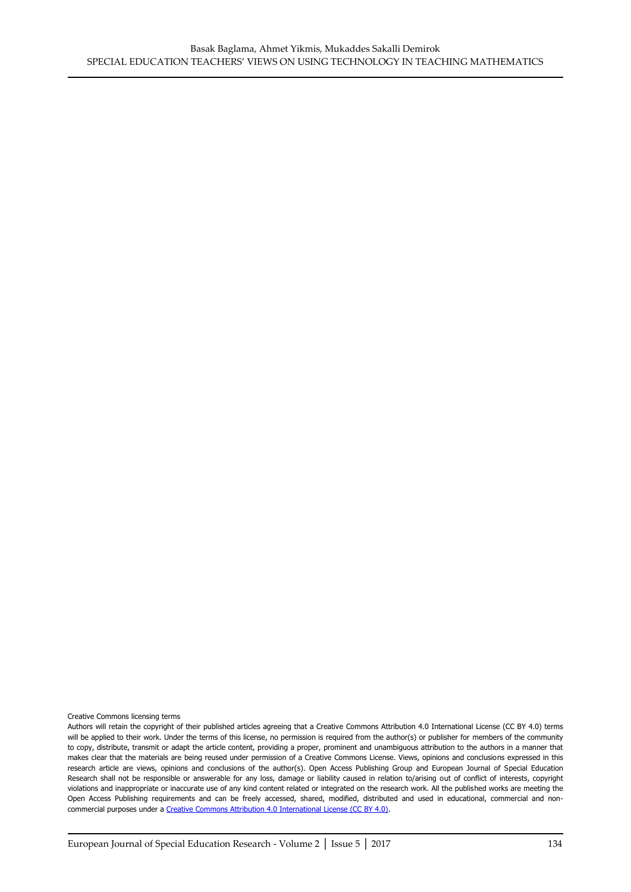Creative Commons licensing terms

Authors will retain the copyright of their published articles agreeing that a Creative Commons Attribution 4.0 International License (CC BY 4.0) terms will be applied to their work. Under the terms of this license, no permission is required from the author(s) or publisher for members of the community to copy, distribute, transmit or adapt the article content, providing a proper, prominent and unambiguous attribution to the authors in a manner that makes clear that the materials are being reused under permission of a Creative Commons License. Views, opinions and conclusions expressed in this research article are views, opinions and conclusions of the author(s). Open Access Publishing Group and European Journal of Special Education Research shall not be responsible or answerable for any loss, damage or liability caused in relation to/arising out of conflict of interests, copyright violations and inappropriate or inaccurate use of any kind content related or integrated on the research work. All the published works are meeting the Open Access Publishing requirements and can be freely accessed, shared, modified, distributed and used in educational, commercial and non-commercial purposes under a [Creative Commons Attribution 4.0 International License (CC BY 4.0)](https://creativecommons.org/licenses/by/4.0/).